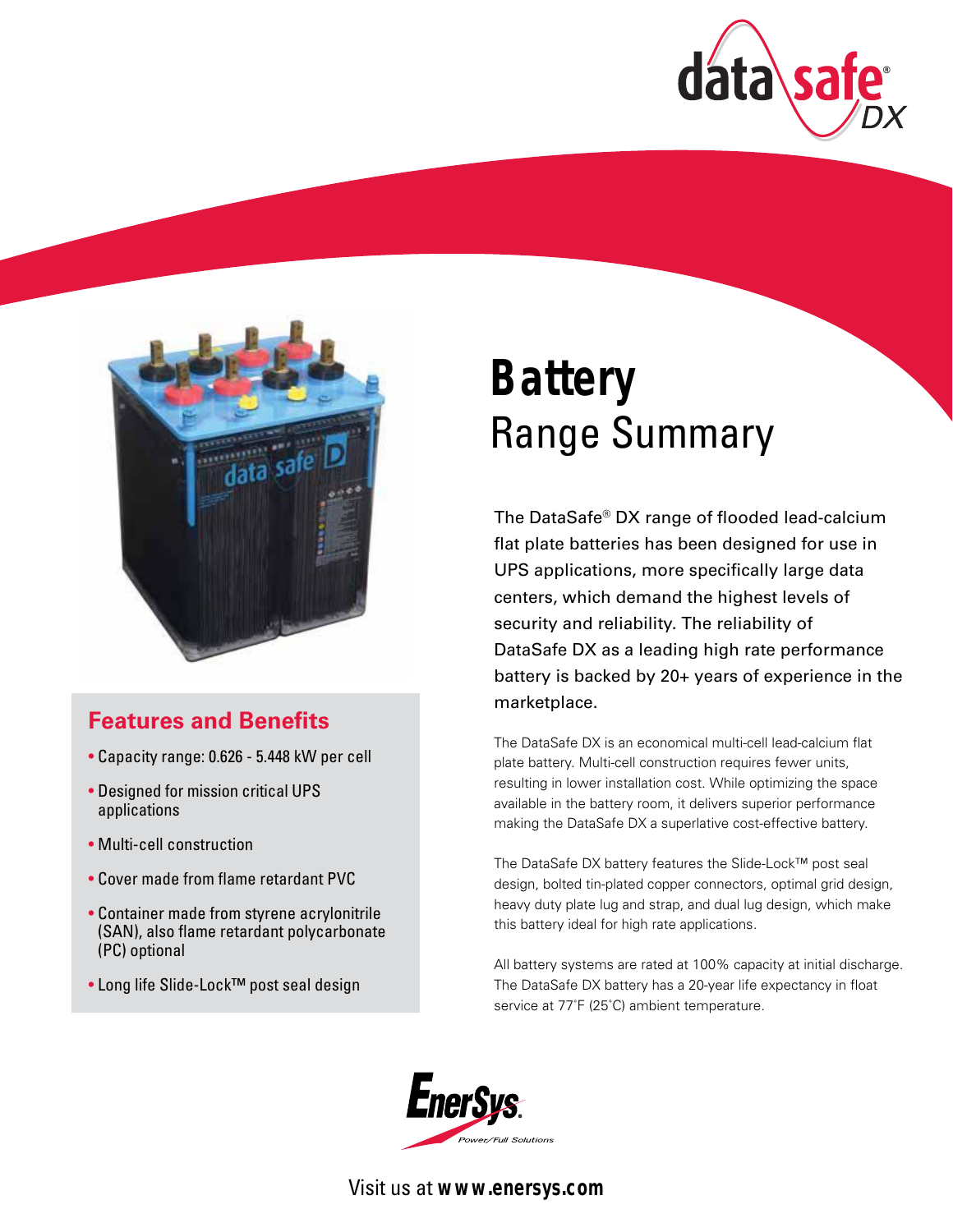# Battery Range Summary

The DataSafe® DX range of flooded lead-calcium flat plate batteries has been designed for use in UPS applications, more specifically large data centers, which demand the highest levels of security and reliability. The reliability of DataSafe DX as a leading high rate performance battery is backed by 20+ years of experience in the marketplace.

The DataSafe DX is an economical multi-cell lead-calcium flat plate battery. Multi-cell construction requires fewer units, resulting in lower installation cost. While optimizing the space available in the battery room, it delivers superior performance making the DataSafe DX a superlative cost-effective battery.

The DataSafe DX battery features the Slide-Lock™ post seal design, bolted tin-plated copper connectors, optimal grid design, heavy duty plate lug and strap, and dual lug design, which make this battery ideal for high rate applications.

All battery systems are rated at 100% capacity at initial discharge. The DataSafe DX battery has a 20-year life expectancy in float service at 77°F (25°C) ambient temperature.

## Features and Benefits

- Capacity range: 0.626 - 5.448 kW per cell
- Designed for mission critical UPS applications
- Multi-cell construction
- Cover made from flame retardant PVC
- Container made from styrene acrylonitrile (SAN), also flame retardant polycarbonate (PC) optional
- Long life Slide-Lock™ post seal design

EnerSys® Power/Full Solutions

Visit us at **www.enersys.com**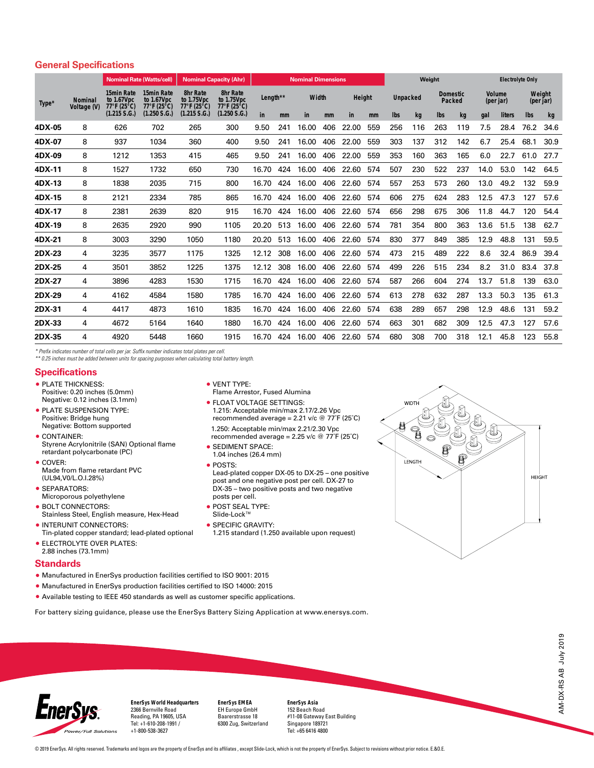## General Specifications

| Type* | Nominal Voltage (V) | Nominal Rate (Watts/cell) | | Nominal Capacity (Ahr) | | Nominal Dimensions | | | | | | Weight | | | | Electrolyte Only | | | |
|---|---|---|---|---|---|---|---|---|---|---|---|---|---|---|---|---|---|---|---|
| | | 15min Rate to 1.67Vpc 77°F (25°C) (1.215 S.G.) | 15min Rate to 1.67Vpc 77°F (25°C) (1.250 S.G.) | 8hr Rate to 1.75Vpc 77°F (25°C) (1.215 S.G.) | 8hr Rate to 1.75Vpc 77°F (25°C) (1.250 S.G.) | Length** | | Width | | Height | | Unpacked | | Domestic Packed | | Volume (per jar) | | Weight (per jar) | |
| | | | | | | in | mm | in | mm | in | mm | lbs | kg | lbs | kg | gal | liters | lbs | kg |
| 4DX-05 | 8 | 626 | 702 | 265 | 300 | 9.50 | 241 | 16.00 | 406 | 22.00 | 559 | 256 | 116 | 263 | 119 | 7.5 | 28.4 | 76.2 | 34.6 |
| 4DX-07 | 8 | 937 | 1034 | 360 | 400 | 9.50 | 241 | 16.00 | 406 | 22.00 | 559 | 303 | 137 | 312 | 142 | 6.7 | 25.4 | 68.1 | 30.9 |
| 4DX-09 | 8 | 1212 | 1353 | 415 | 465 | 9.50 | 241 | 16.00 | 406 | 22.00 | 559 | 353 | 160 | 363 | 165 | 6.0 | 22.7 | 61.0 | 27.7 |
| 4DX-11 | 8 | 1527 | 1732 | 650 | 730 | 16.70 | 424 | 16.00 | 406 | 22.60 | 574 | 507 | 230 | 522 | 237 | 14.0 | 53.0 | 142 | 64.5 |
| 4DX-13 | 8 | 1838 | 2035 | 715 | 800 | 16.70 | 424 | 16.00 | 406 | 22.60 | 574 | 557 | 253 | 573 | 260 | 13.0 | 49.2 | 132 | 59.9 |
| 4DX-15 | 8 | 2121 | 2334 | 785 | 865 | 16.70 | 424 | 16.00 | 406 | 22.60 | 574 | 606 | 275 | 624 | 283 | 12.5 | 47.3 | 127 | 57.6 |
| 4DX-17 | 8 | 2381 | 2639 | 820 | 915 | 16.70 | 424 | 16.00 | 406 | 22.60 | 574 | 656 | 298 | 675 | 306 | 11.8 | 44.7 | 120 | 54.4 |
| 4DX-19 | 8 | 2635 | 2920 | 990 | 1105 | 20.20 | 513 | 16.00 | 406 | 22.60 | 574 | 781 | 354 | 800 | 363 | 13.6 | 51.5 | 138 | 62.7 |
| 4DX-21 | 8 | 3003 | 3290 | 1050 | 1180 | 20.20 | 513 | 16.00 | 406 | 22.60 | 574 | 830 | 377 | 849 | 385 | 12.9 | 48.8 | 131 | 59.5 |
| 2DX-23 | 4 | 3235 | 3577 | 1175 | 1325 | 12.12 | 308 | 16.00 | 406 | 22.60 | 574 | 473 | 215 | 489 | 222 | 8.6 | 32.4 | 86.9 | 39.4 |
| 2DX-25 | 4 | 3501 | 3852 | 1225 | 1375 | 12.12 | 308 | 16.00 | 406 | 22.60 | 574 | 499 | 226 | 515 | 234 | 8.2 | 31.0 | 83.4 | 37.8 |
| 2DX-27 | 4 | 3896 | 4283 | 1530 | 1715 | 16.70 | 424 | 16.00 | 406 | 22.60 | 574 | 587 | 266 | 604 | 274 | 13.7 | 51.8 | 139 | 63.0 |
| 2DX-29 | 4 | 4162 | 4584 | 1580 | 1785 | 16.70 | 424 | 16.00 | 406 | 22.60 | 574 | 613 | 278 | 632 | 287 | 13.3 | 50.3 | 135 | 61.3 |
| 2DX-31 | 4 | 4417 | 4873 | 1610 | 1835 | 16.70 | 424 | 16.00 | 406 | 22.60 | 574 | 638 | 289 | 657 | 298 | 12.9 | 48.6 | 131 | 59.2 |
| 2DX-33 | 4 | 4672 | 5164 | 1640 | 1880 | 16.70 | 424 | 16.00 | 406 | 22.60 | 574 | 663 | 301 | 682 | 309 | 12.5 | 47.3 | 127 | 57.6 |
| 2DX-35 | 4 | 4920 | 5448 | 1660 | 1915 | 16.70 | 424 | 16.00 | 406 | 22.60 | 574 | 680 | 308 | 700 | 318 | 12.1 | 45.8 | 123 | 55.8 |

*\* Prefix indicates number of total cells per jar. Suffix number indicates total plates per cell.*
*\*\* 0.25 inches must be added between units for spacing purposes when calculating total battery length.*

## Specifications

- PLATE THICKNESS:
  Positive: 0.20 inches (5.0mm)
  Negative: 0.12 inches (3.1mm)
- PLATE SUSPENSION TYPE:
  Positive: Bridge hung
  Negative: Bottom supported
- CONTAINER:
  Styrene Acrylonitrile (SAN) Optional flame retardant polycarbonate (PC)
- COVER:
  Made from flame retardant PVC (UL94,V0/L.O.I.28%)
- SEPARATORS:
  Microporous polyethylene
- BOLT CONNECTORS:
  Stainless Steel, English measure, Hex-Head
- INTERUNIT CONNECTORS:
  Tin-plated copper standard; lead-plated optional
- ELECTROLYTE OVER PLATES:
  2.88 inches (73.1mm)
- VENT TYPE:
  Flame Arrestor, Fused Alumina
- FLOAT VOLTAGE SETTINGS:
  1.215: Acceptable min/max 2.17/2.26 Vpc recommended average = 2.21 v/c @ 77˚F (25˚C)
  1.250: Acceptable min/max 2.21/2.30 Vpc recommended average = 2.25 v/c @ 77˚F (25˚C)
- SEDIMENT SPACE:
  1.04 inches (26.4 mm)
- POSTS:
  Lead-plated copper DX-05 to DX-25 – one positive post and one negative post per cell. DX-27 to DX-35 – two positive posts and two negative posts per cell.
- POST SEAL TYPE:
  Slide-Lock™
- SPECIFIC GRAVITY:
  1.215 standard (1.250 available upon request)

WIDTH
LENGTH
HEIGHT

## Standards

- Manufactured in EnerSys production facilities certified to ISO 9001: 2015
- Manufactured in EnerSys production facilities certified to ISO 14000: 2015
- Available testing to IEEE 450 standards as well as customer specific applications.

For battery sizing guidance, please use the EnerSys Battery Sizing Application at www.enersys.com.

EnerSys
Power/Full Solutions

**EnerSys World Headquarters**
2366 Bernville Road
Reading, PA 19605, USA
Tel: +1-610-208-1991 /
+1-800-538-3627

**EnerSys EMEA**
EH Europe GmbH
Baarerstrasse 18
6300 Zug, Switzerland

**EnerSys Asia**
152 Beach Road
#11-08 Gateway East Building
Singapore 189721
Tel: +65 6416 4800

AM-DX-RS AB July 2019

© 2019 EnerSys. All rights reserved. Trademarks and logos are the property of EnerSys and its affiliates , except Slide-Lock, which is not the property of EnerSys. Subject to revisions without prior notice. E.&O.E.